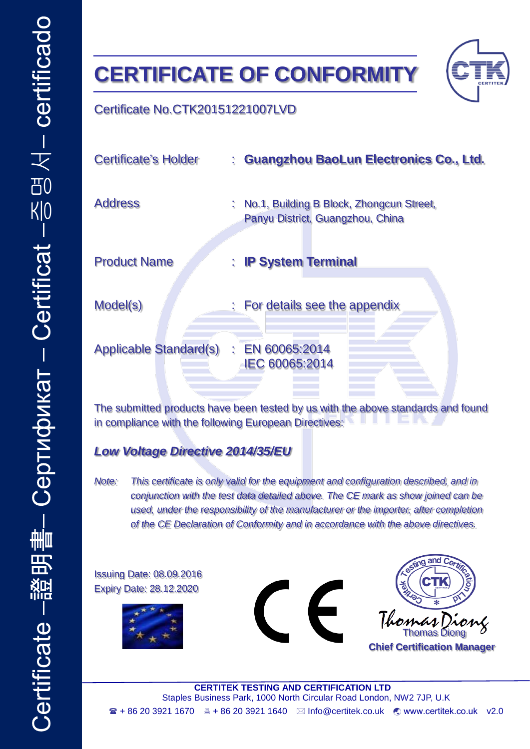Certificate – 證明書 – Сертификат – Certificat – 증명서 – certificado

# CERTIFICATE OF CONFORMITY

Certificate No.CTK20151221007LVD

| | | |
|---|---|---|
| Certificate's Holder | : | **Guangzhou BaoLun Electronics Co., Ltd.** |
| Address | : | No.1, Building B Block, Zhongcun Street, Panyu District, Guangzhou, China |
| Product Name | : | **IP System Terminal** |
| Model(s) | : | For details see the appendix |
| Applicable Standard(s) | : | EN 60065:2014<br>IEC 60065:2014 |

The submitted products have been tested by us with the above standards and found in compliance with the following European Directives:

***Low Voltage Directive 2014/35/EU***

*Note: This certificate is only valid for the equipment and configuration described, and in conjunction with the test data detailed above. The CE mark as show joined can be used, under the responsibility of the manufacturer or the importer, after completion of the CE Declaration of Conformity and in accordance with the above directives.*

Issuing Date: 08.09.2016
Expiry Date: 28.12.2020

CE

Testing and Certification Ltd — CTK — Certitek

Thomas Diong
**Chief Certification Manager**

**CERTITEK TESTING AND CERTIFICATION LTD**
Staples Business Park, 1000 North Circular Road London, NW2 7JP, U.K
☎ + 86 20 3921 1670 + 86 20 3921 1640 ✉ Info@certitek.co.uk www.certitek.co.uk v2.0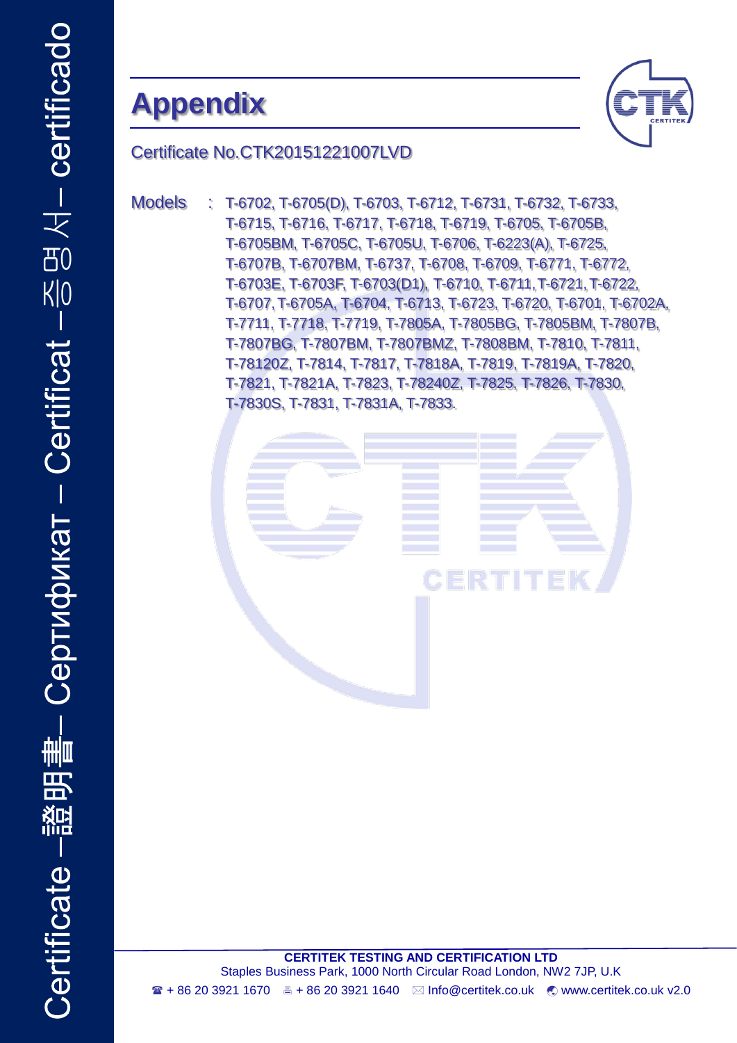# Appendix

Certificate No.CTK20151221007LVD

Models : T-6702, T-6705(D), T-6703, T-6712, T-6731, T-6732, T-6733, T-6715, T-6716, T-6717, T-6718, T-6719, T-6705, T-6705B, T-6705BM, T-6705C, T-6705U, T-6706, T-6223(A), T-6725, T-6707B, T-6707BM, T-6737, T-6708, T-6709, T-6771, T-6772, T-6703E, T-6703F, T-6703(D1), T-6710, T-6711, T-6721, T-6722, T-6707, T-6705A, T-6704, T-6713, T-6723, T-6720, T-6701, T-6702A, T-7711, T-7718, T-7719, T-7805A, T-7805BG, T-7805BM, T-7807B, T-7807BG, T-7807BM, T-7807BMZ, T-7808BM, T-7810, T-7811, T-78120Z, T-7814, T-7817, T-7818A, T-7819, T-7819A, T-7820, T-7821, T-7821A, T-7823, T-78240Z, T-7825, T-7826, T-7830, T-7830S, T-7831, T-7831A, T-7833.

**CERTITEK TESTING AND CERTIFICATION LTD**

Staples Business Park, 1000 North Circular Road London, NW2 7JP, U.K

☎ + 86 20 3921 1670 🖷 + 86 20 3921 1640 ✉ Info@certitek.co.uk www.certitek.co.uk v2.0